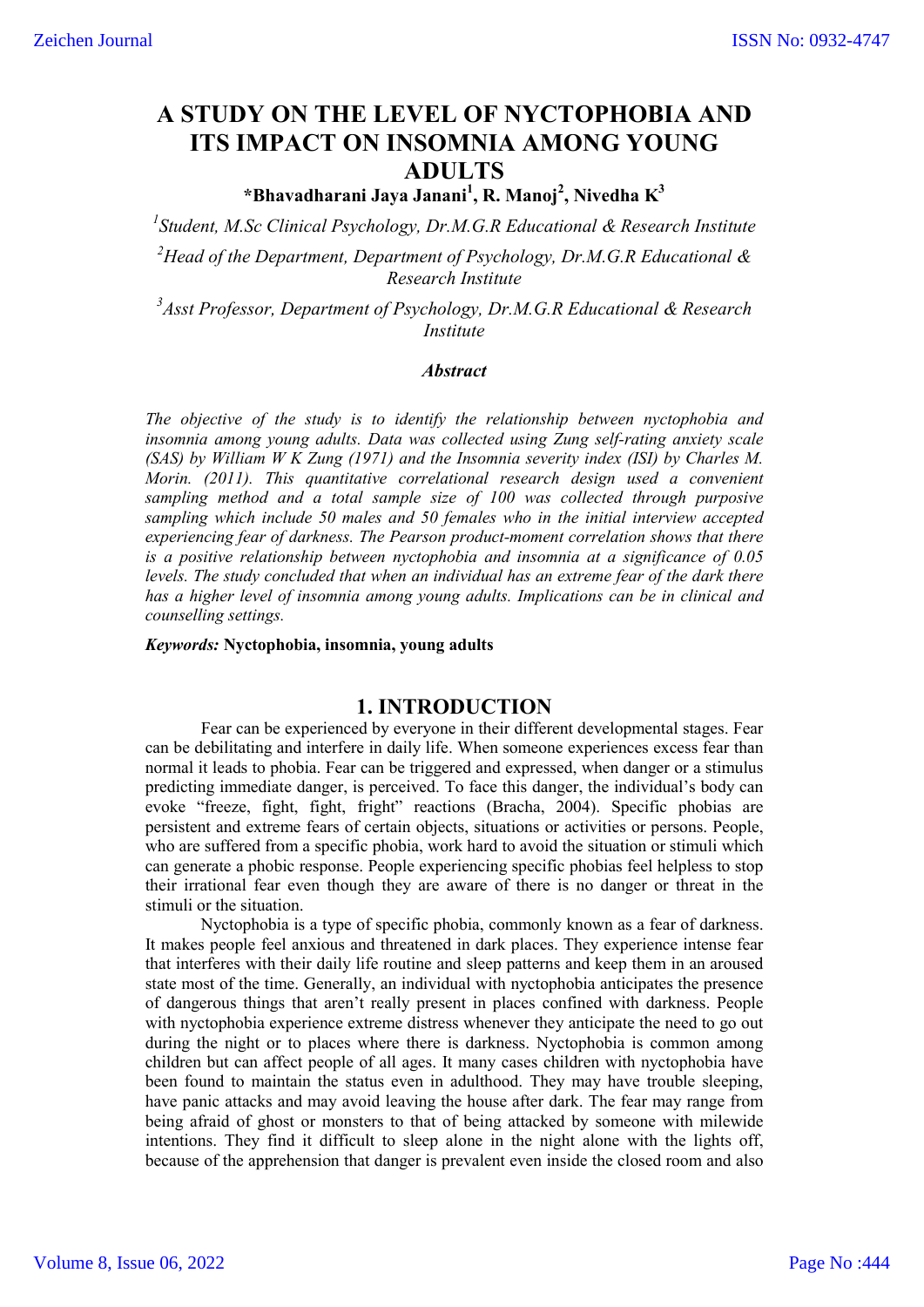# A STUDY ON THE LEVEL OF NYCTOPHOBIA AND ITS IMPACT ON INSOMNIA AMONG YOUNG ADULTS

**\*Bhavadharani Jaya Janani[1], R. Manoj[2], Nivedha K[3]**

[1]*Student, M.Sc Clinical Psychology, Dr.M.G.R Educational & Research Institute*

[2]*Head of the Department, Department of Psychology, Dr.M.G.R Educational & Research Institute*

[3]*Asst Professor, Department of Psychology, Dr.M.G.R Educational & Research Institute*

### *Abstract*

*The objective of the study is to identify the relationship between nyctophobia and insomnia among young adults. Data was collected using Zung self-rating anxiety scale (SAS) by William W K Zung (1971) and the Insomnia severity index (ISI) by Charles M. Morin. (2011). This quantitative correlational research design used a convenient sampling method and a total sample size of 100 was collected through purposive sampling which include 50 males and 50 females who in the initial interview accepted experiencing fear of darkness. The Pearson product-moment correlation shows that there is a positive relationship between nyctophobia and insomnia at a significance of 0.05 levels. The study concluded that when an individual has an extreme fear of the dark there has a higher level of insomnia among young adults. Implications can be in clinical and counselling settings.*

***Keywords:*** **Nyctophobia, insomnia, young adults**

## 1. INTRODUCTION

Fear can be experienced by everyone in their different developmental stages. Fear can be debilitating and interfere in daily life. When someone experiences excess fear than normal it leads to phobia. Fear can be triggered and expressed, when danger or a stimulus predicting immediate danger, is perceived. To face this danger, the individual's body can evoke "freeze, fight, fight, fright" reactions (Bracha, 2004). Specific phobias are persistent and extreme fears of certain objects, situations or activities or persons. People, who are suffered from a specific phobia, work hard to avoid the situation or stimuli which can generate a phobic response. People experiencing specific phobias feel helpless to stop their irrational fear even though they are aware of there is no danger or threat in the stimuli or the situation.

Nyctophobia is a type of specific phobia, commonly known as a fear of darkness. It makes people feel anxious and threatened in dark places. They experience intense fear that interferes with their daily life routine and sleep patterns and keep them in an aroused state most of the time. Generally, an individual with nyctophobia anticipates the presence of dangerous things that aren't really present in places confined with darkness. People with nyctophobia experience extreme distress whenever they anticipate the need to go out during the night or to places where there is darkness. Nyctophobia is common among children but can affect people of all ages. It many cases children with nyctophobia have been found to maintain the status even in adulthood. They may have trouble sleeping, have panic attacks and may avoid leaving the house after dark. The fear may range from being afraid of ghost or monsters to that of being attacked by someone with milewide intentions. They find it difficult to sleep alone in the night alone with the lights off, because of the apprehension that danger is prevalent even inside the closed room and also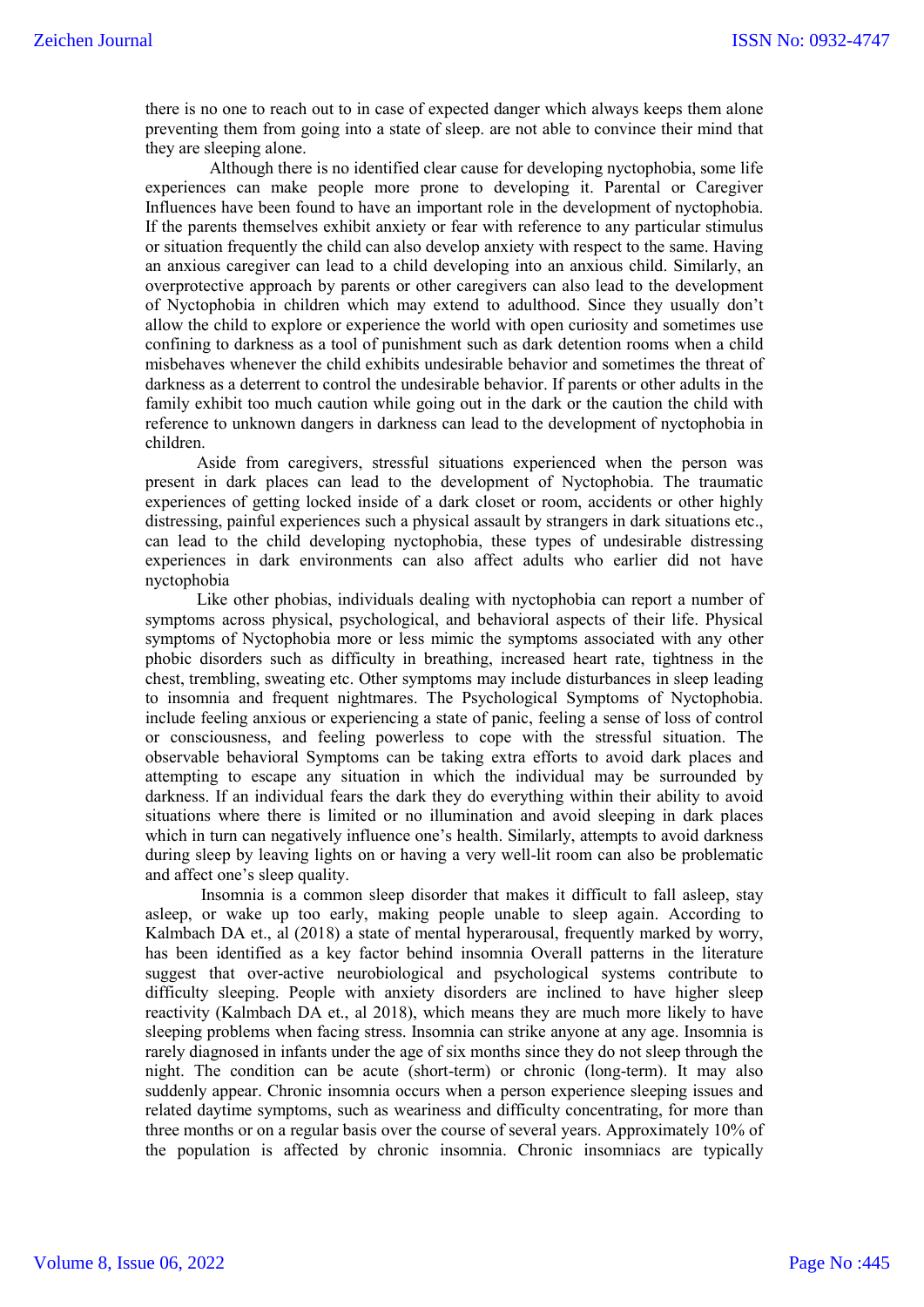there is no one to reach out to in case of expected danger which always keeps them alone preventing them from going into a state of sleep. are not able to convince their mind that they are sleeping alone.

Although there is no identified clear cause for developing nyctophobia, some life experiences can make people more prone to developing it. Parental or Caregiver Influences have been found to have an important role in the development of nyctophobia. If the parents themselves exhibit anxiety or fear with reference to any particular stimulus or situation frequently the child can also develop anxiety with respect to the same. Having an anxious caregiver can lead to a child developing into an anxious child. Similarly, an overprotective approach by parents or other caregivers can also lead to the development of Nyctophobia in children which may extend to adulthood. Since they usually don't allow the child to explore or experience the world with open curiosity and sometimes use confining to darkness as a tool of punishment such as dark detention rooms when a child misbehaves whenever the child exhibits undesirable behavior and sometimes the threat of darkness as a deterrent to control the undesirable behavior. If parents or other adults in the family exhibit too much caution while going out in the dark or the caution the child with reference to unknown dangers in darkness can lead to the development of nyctophobia in children.

Aside from caregivers, stressful situations experienced when the person was present in dark places can lead to the development of Nyctophobia. The traumatic experiences of getting locked inside of a dark closet or room, accidents or other highly distressing, painful experiences such a physical assault by strangers in dark situations etc., can lead to the child developing nyctophobia, these types of undesirable distressing experiences in dark environments can also affect adults who earlier did not have nyctophobia

Like other phobias, individuals dealing with nyctophobia can report a number of symptoms across physical, psychological, and behavioral aspects of their life. Physical symptoms of Nyctophobia more or less mimic the symptoms associated with any other phobic disorders such as difficulty in breathing, increased heart rate, tightness in the chest, trembling, sweating etc. Other symptoms may include disturbances in sleep leading to insomnia and frequent nightmares. The Psychological Symptoms of Nyctophobia. include feeling anxious or experiencing a state of panic, feeling a sense of loss of control or consciousness, and feeling powerless to cope with the stressful situation. The observable behavioral Symptoms can be taking extra efforts to avoid dark places and attempting to escape any situation in which the individual may be surrounded by darkness. If an individual fears the dark they do everything within their ability to avoid situations where there is limited or no illumination and avoid sleeping in dark places which in turn can negatively influence one's health. Similarly, attempts to avoid darkness during sleep by leaving lights on or having a very well-lit room can also be problematic and affect one's sleep quality.

Insomnia is a common sleep disorder that makes it difficult to fall asleep, stay asleep, or wake up too early, making people unable to sleep again. According to Kalmbach DA et., al (2018) a state of mental hyperarousal, frequently marked by worry, has been identified as a key factor behind insomnia Overall patterns in the literature suggest that over-active neurobiological and psychological systems contribute to difficulty sleeping. People with anxiety disorders are inclined to have higher sleep reactivity (Kalmbach DA et., al 2018), which means they are much more likely to have sleeping problems when facing stress. Insomnia can strike anyone at any age. Insomnia is rarely diagnosed in infants under the age of six months since they do not sleep through the night. The condition can be acute (short-term) or chronic (long-term). It may also suddenly appear. Chronic insomnia occurs when a person experience sleeping issues and related daytime symptoms, such as weariness and difficulty concentrating, for more than three months or on a regular basis over the course of several years. Approximately 10% of the population is affected by chronic insomnia. Chronic insomniacs are typically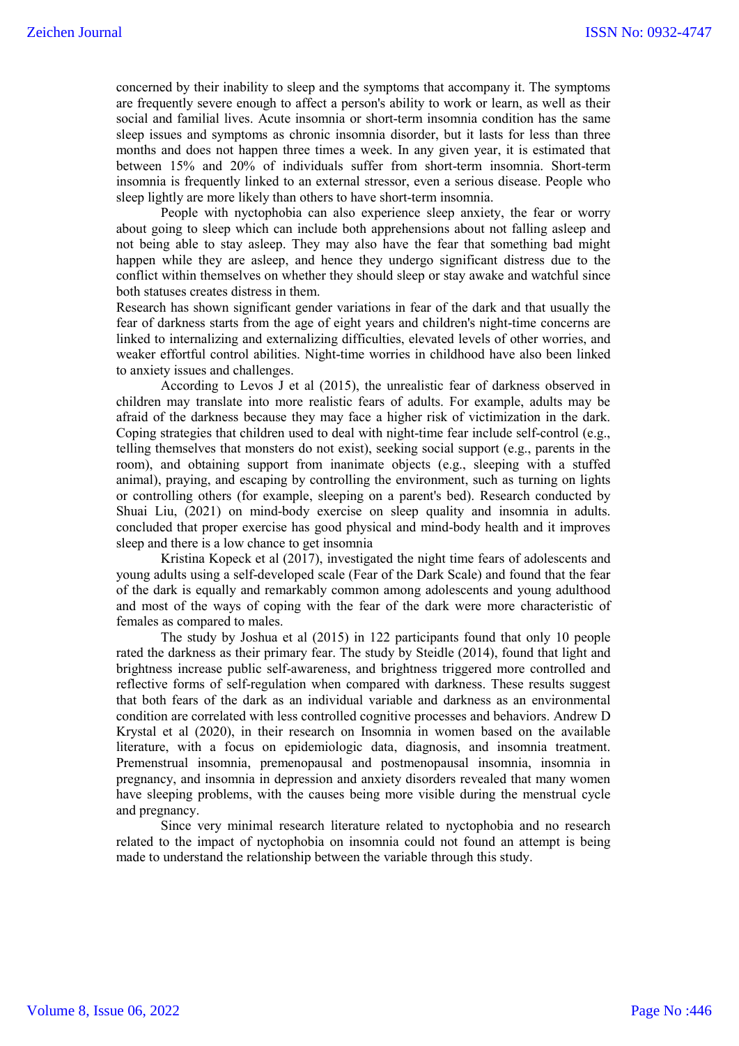concerned by their inability to sleep and the symptoms that accompany it. The symptoms are frequently severe enough to affect a person's ability to work or learn, as well as their social and familial lives. Acute insomnia or short-term insomnia condition has the same sleep issues and symptoms as chronic insomnia disorder, but it lasts for less than three months and does not happen three times a week. In any given year, it is estimated that between 15% and 20% of individuals suffer from short-term insomnia. Short-term insomnia is frequently linked to an external stressor, even a serious disease. People who sleep lightly are more likely than others to have short-term insomnia.

People with nyctophobia can also experience sleep anxiety, the fear or worry about going to sleep which can include both apprehensions about not falling asleep and not being able to stay asleep. They may also have the fear that something bad might happen while they are asleep, and hence they undergo significant distress due to the conflict within themselves on whether they should sleep or stay awake and watchful since both statuses creates distress in them.

Research has shown significant gender variations in fear of the dark and that usually the fear of darkness starts from the age of eight years and children's night-time concerns are linked to internalizing and externalizing difficulties, elevated levels of other worries, and weaker effortful control abilities. Night-time worries in childhood have also been linked to anxiety issues and challenges.

According to Levos J et al (2015), the unrealistic fear of darkness observed in children may translate into more realistic fears of adults. For example, adults may be afraid of the darkness because they may face a higher risk of victimization in the dark. Coping strategies that children used to deal with night-time fear include self-control (e.g., telling themselves that monsters do not exist), seeking social support (e.g., parents in the room), and obtaining support from inanimate objects (e.g., sleeping with a stuffed animal), praying, and escaping by controlling the environment, such as turning on lights or controlling others (for example, sleeping on a parent's bed). Research conducted by Shuai Liu, (2021) on mind-body exercise on sleep quality and insomnia in adults. concluded that proper exercise has good physical and mind-body health and it improves sleep and there is a low chance to get insomnia

Kristina Kopeck et al (2017), investigated the night time fears of adolescents and young adults using a self-developed scale (Fear of the Dark Scale) and found that the fear of the dark is equally and remarkably common among adolescents and young adulthood and most of the ways of coping with the fear of the dark were more characteristic of females as compared to males.

The study by Joshua et al (2015) in 122 participants found that only 10 people rated the darkness as their primary fear. The study by Steidle (2014), found that light and brightness increase public self-awareness, and brightness triggered more controlled and reflective forms of self-regulation when compared with darkness. These results suggest that both fears of the dark as an individual variable and darkness as an environmental condition are correlated with less controlled cognitive processes and behaviors. Andrew D Krystal et al (2020), in their research on Insomnia in women based on the available literature, with a focus on epidemiologic data, diagnosis, and insomnia treatment. Premenstrual insomnia, premenopausal and postmenopausal insomnia, insomnia in pregnancy, and insomnia in depression and anxiety disorders revealed that many women have sleeping problems, with the causes being more visible during the menstrual cycle and pregnancy.

Since very minimal research literature related to nyctophobia and no research related to the impact of nyctophobia on insomnia could not found an attempt is being made to understand the relationship between the variable through this study.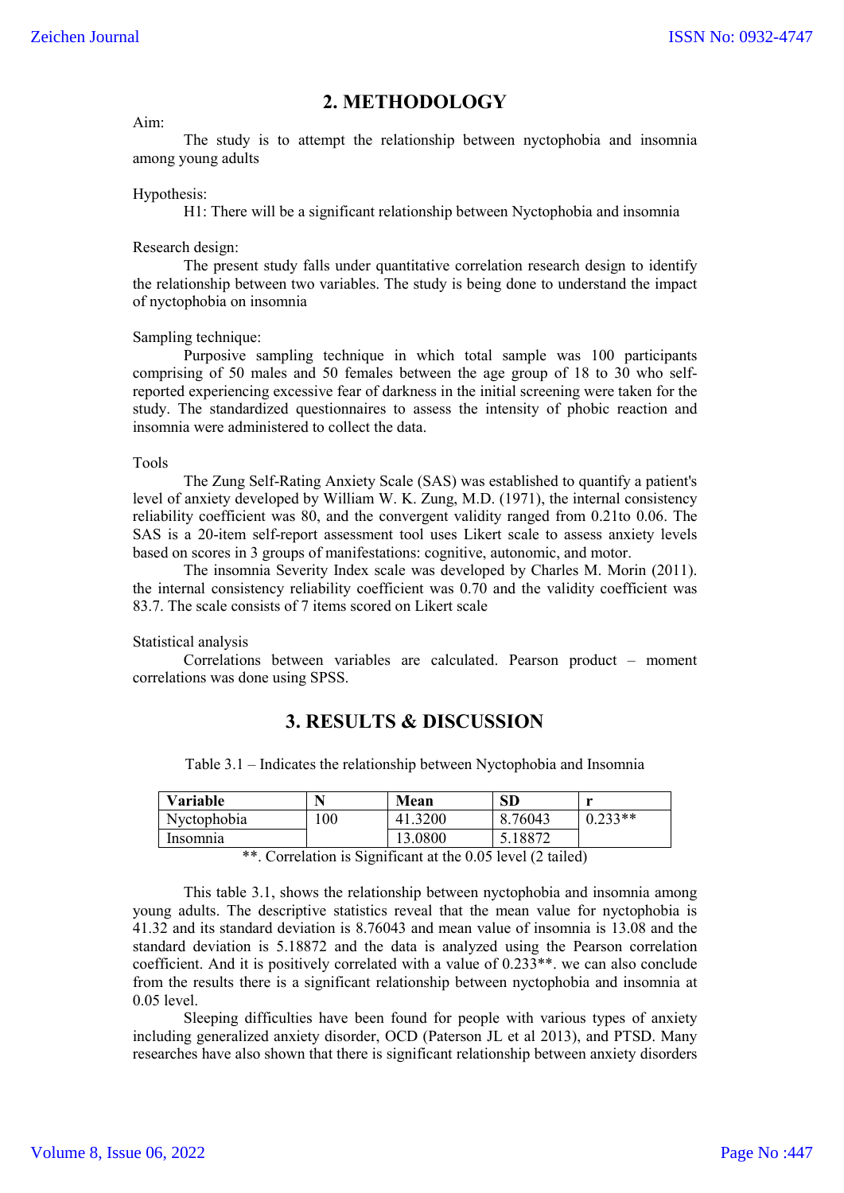## 2. METHODOLOGY

Aim:

The study is to attempt the relationship between nyctophobia and insomnia among young adults

Hypothesis:

H1: There will be a significant relationship between Nyctophobia and insomnia

Research design:

The present study falls under quantitative correlation research design to identify the relationship between two variables. The study is being done to understand the impact of nyctophobia on insomnia

Sampling technique:

Purposive sampling technique in which total sample was 100 participants comprising of 50 males and 50 females between the age group of 18 to 30 who self-reported experiencing excessive fear of darkness in the initial screening were taken for the study. The standardized questionnaires to assess the intensity of phobic reaction and insomnia were administered to collect the data.

Tools

The Zung Self-Rating Anxiety Scale (SAS) was established to quantify a patient's level of anxiety developed by William W. K. Zung, M.D. (1971), the internal consistency reliability coefficient was 80, and the convergent validity ranged from 0.21to 0.06. The SAS is a 20-item self-report assessment tool uses Likert scale to assess anxiety levels based on scores in 3 groups of manifestations: cognitive, autonomic, and motor.

The insomnia Severity Index scale was developed by Charles M. Morin (2011). the internal consistency reliability coefficient was 0.70 and the validity coefficient was 83.7. The scale consists of 7 items scored on Likert scale

Statistical analysis

Correlations between variables are calculated. Pearson product – moment correlations was done using SPSS.

## 3. RESULTS & DISCUSSION

Table 3.1 – Indicates the relationship between Nyctophobia and Insomnia

| Variable | N | Mean | SD | r |
|---|---|---|---|---|
| Nyctophobia | 100 | 41.3200 | 8.76043 | 0.233** |
| Insomnia | | 13.0800 | 5.18872 | |

**. Correlation is Significant at the 0.05 level (2 tailed)

This table 3.1, shows the relationship between nyctophobia and insomnia among young adults. The descriptive statistics reveal that the mean value for nyctophobia is 41.32 and its standard deviation is 8.76043 and mean value of insomnia is 13.08 and the standard deviation is 5.18872 and the data is analyzed using the Pearson correlation coefficient. And it is positively correlated with a value of 0.233**. we can also conclude from the results there is a significant relationship between nyctophobia and insomnia at 0.05 level.

Sleeping difficulties have been found for people with various types of anxiety including generalized anxiety disorder, OCD (Paterson JL et al 2013), and PTSD. Many researches have also shown that there is significant relationship between anxiety disorders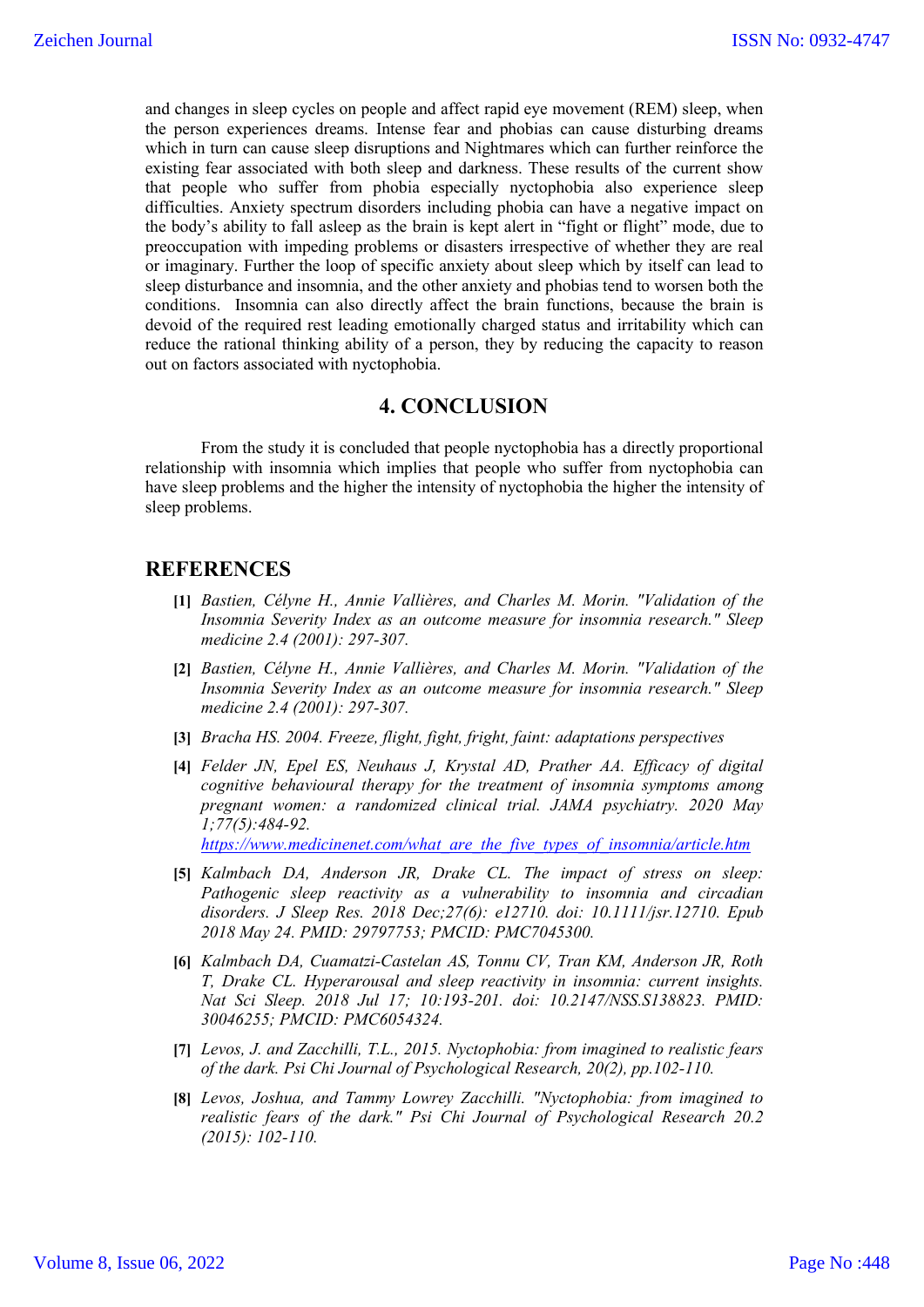and changes in sleep cycles on people and affect rapid eye movement (REM) sleep, when the person experiences dreams. Intense fear and phobias can cause disturbing dreams which in turn can cause sleep disruptions and Nightmares which can further reinforce the existing fear associated with both sleep and darkness. These results of the current show that people who suffer from phobia especially nyctophobia also experience sleep difficulties. Anxiety spectrum disorders including phobia can have a negative impact on the body's ability to fall asleep as the brain is kept alert in "fight or flight" mode, due to preoccupation with impeding problems or disasters irrespective of whether they are real or imaginary. Further the loop of specific anxiety about sleep which by itself can lead to sleep disturbance and insomnia, and the other anxiety and phobias tend to worsen both the conditions. Insomnia can also directly affect the brain functions, because the brain is devoid of the required rest leading emotionally charged status and irritability which can reduce the rational thinking ability of a person, they by reducing the capacity to reason out on factors associated with nyctophobia.

## 4. CONCLUSION

From the study it is concluded that people nyctophobia has a directly proportional relationship with insomnia which implies that people who suffer from nyctophobia can have sleep problems and the higher the intensity of nyctophobia the higher the intensity of sleep problems.

## REFERENCES

**[1]** *Bastien, Célyne H., Annie Vallières, and Charles M. Morin. "Validation of the Insomnia Severity Index as an outcome measure for insomnia research." Sleep medicine 2.4 (2001): 297-307.*

**[2]** *Bastien, Célyne H., Annie Vallières, and Charles M. Morin. "Validation of the Insomnia Severity Index as an outcome measure for insomnia research." Sleep medicine 2.4 (2001): 297-307.*

**[3]** *Bracha HS. 2004. Freeze, flight, fight, fright, faint: adaptations perspectives*

**[4]** *Felder JN, Epel ES, Neuhaus J, Krystal AD, Prather AA. Efficacy of digital cognitive behavioural therapy for the treatment of insomnia symptoms among pregnant women: a randomized clinical trial. JAMA psychiatry. 2020 May 1;77(5):484-92.*
*https://www.medicinenet.com/what_are_the_five_types_of_insomnia/article.htm*

**[5]** *Kalmbach DA, Anderson JR, Drake CL. The impact of stress on sleep: Pathogenic sleep reactivity as a vulnerability to insomnia and circadian disorders. J Sleep Res. 2018 Dec;27(6): e12710. doi: 10.1111/jsr.12710. Epub 2018 May 24. PMID: 29797753; PMCID: PMC7045300.*

**[6]** *Kalmbach DA, Cuamatzi-Castelan AS, Tonnu CV, Tran KM, Anderson JR, Roth T, Drake CL. Hyperarousal and sleep reactivity in insomnia: current insights. Nat Sci Sleep. 2018 Jul 17; 10:193-201. doi: 10.2147/NSS.S138823. PMID: 30046255; PMCID: PMC6054324.*

**[7]** *Levos, J. and Zacchilli, T.L., 2015. Nyctophobia: from imagined to realistic fears of the dark. Psi Chi Journal of Psychological Research, 20(2), pp.102-110.*

**[8]** *Levos, Joshua, and Tammy Lowrey Zacchilli. "Nyctophobia: from imagined to realistic fears of the dark." Psi Chi Journal of Psychological Research 20.2 (2015): 102-110.*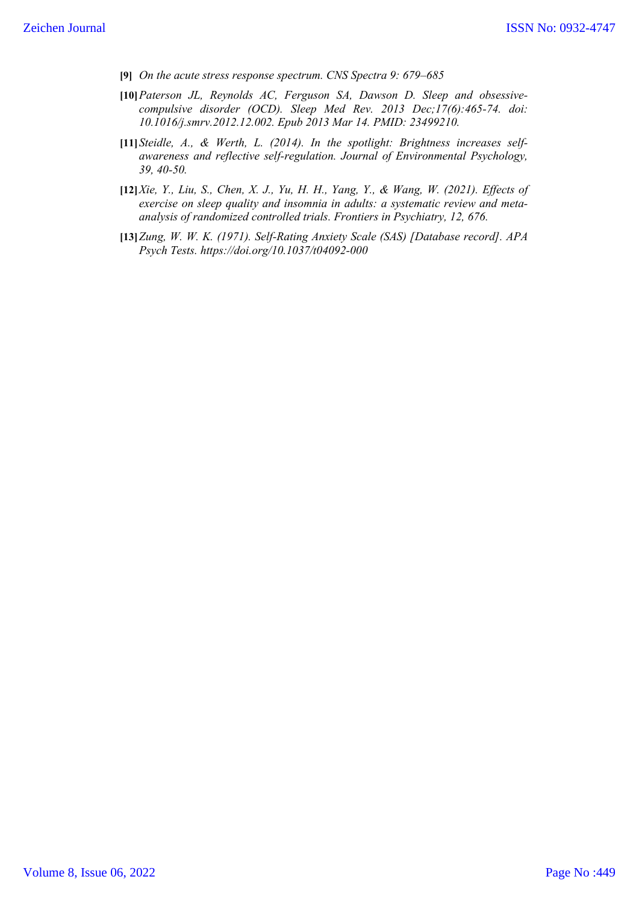[9] *On the acute stress response spectrum. CNS Spectra 9: 679–685*

[10] *Paterson JL, Reynolds AC, Ferguson SA, Dawson D. Sleep and obsessive-compulsive disorder (OCD). Sleep Med Rev. 2013 Dec;17(6):465-74. doi: 10.1016/j.smrv.2012.12.002. Epub 2013 Mar 14. PMID: 23499210.*

[11] *Steidle, A., & Werth, L. (2014). In the spotlight: Brightness increases self-awareness and reflective self-regulation. Journal of Environmental Psychology, 39, 40-50.*

[12] *Xie, Y., Liu, S., Chen, X. J., Yu, H. H., Yang, Y., & Wang, W. (2021). Effects of exercise on sleep quality and insomnia in adults: a systematic review and meta-analysis of randomized controlled trials. Frontiers in Psychiatry, 12, 676.*

[13] *Zung, W. W. K. (1971). Self-Rating Anxiety Scale (SAS) [Database record]. APA Psych Tests. https://doi.org/10.1037/t04092-000*